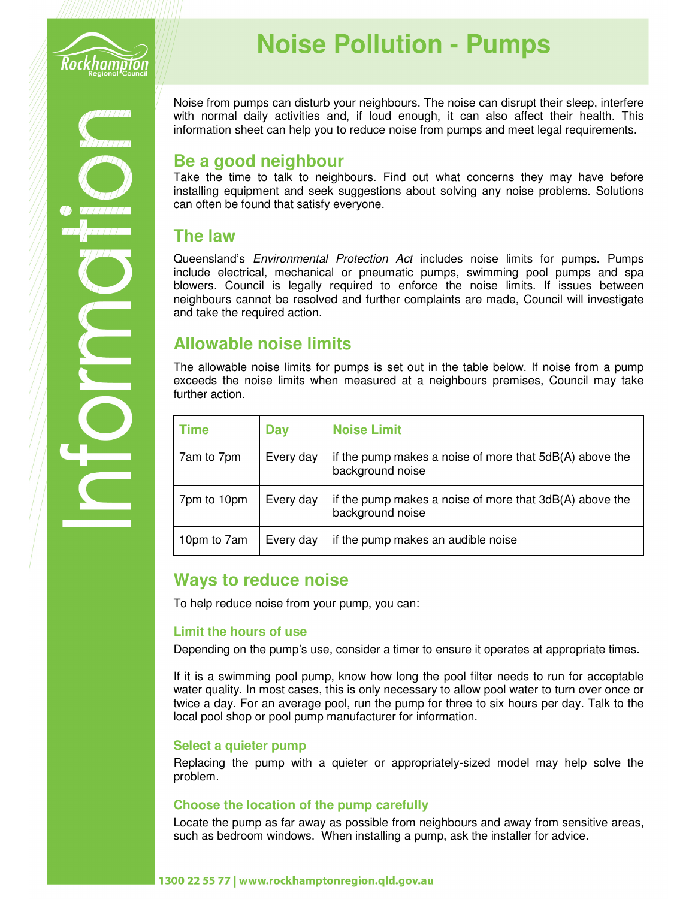# Noise Pollution - Pumps

Noise from pumps can disturb your neighbours. The noise can disrupt their sleep, interfere with normal daily activities and, if loud enough, it can also affect their health. This information sheet can help you to reduce noise from pumps and meet legal requirements.

## Be a good neighbour

Take the time to talk to neighbours. Find out what concerns they may have before installing equipment and seek suggestions about solving any noise problems. Solutions can often be found that satisfy everyone.

## The law

Queensland's *Environmental Protection Act* includes noise limits for pumps. Pumps include electrical, mechanical or pneumatic pumps, swimming pool pumps and spa blowers. Council is legally required to enforce the noise limits. If issues between neighbours cannot be resolved and further complaints are made, Council will investigate and take the required action.

## Allowable noise limits

The allowable noise limits for pumps is set out in the table below. If noise from a pump exceeds the noise limits when measured at a neighbours premises, Council may take further action.

| Time | Day | Noise Limit |
|---|---|---|
| 7am to 7pm | Every day | if the pump makes a noise of more that 5dB(A) above the background noise |
| 7pm to 10pm | Every day | if the pump makes a noise of more that 3dB(A) above the background noise |
| 10pm to 7am | Every day | if the pump makes an audible noise |

## Ways to reduce noise

To help reduce noise from your pump, you can:

### Limit the hours of use

Depending on the pump's use, consider a timer to ensure it operates at appropriate times.

If it is a swimming pool pump, know how long the pool filter needs to run for acceptable water quality. In most cases, this is only necessary to allow pool water to turn over once or twice a day. For an average pool, run the pump for three to six hours per day. Talk to the local pool shop or pool pump manufacturer for information.

### Select a quieter pump

Replacing the pump with a quieter or appropriately-sized model may help solve the problem.

### Choose the location of the pump carefully

Locate the pump as far away as possible from neighbours and away from sensitive areas, such as bedroom windows. When installing a pump, ask the installer for advice.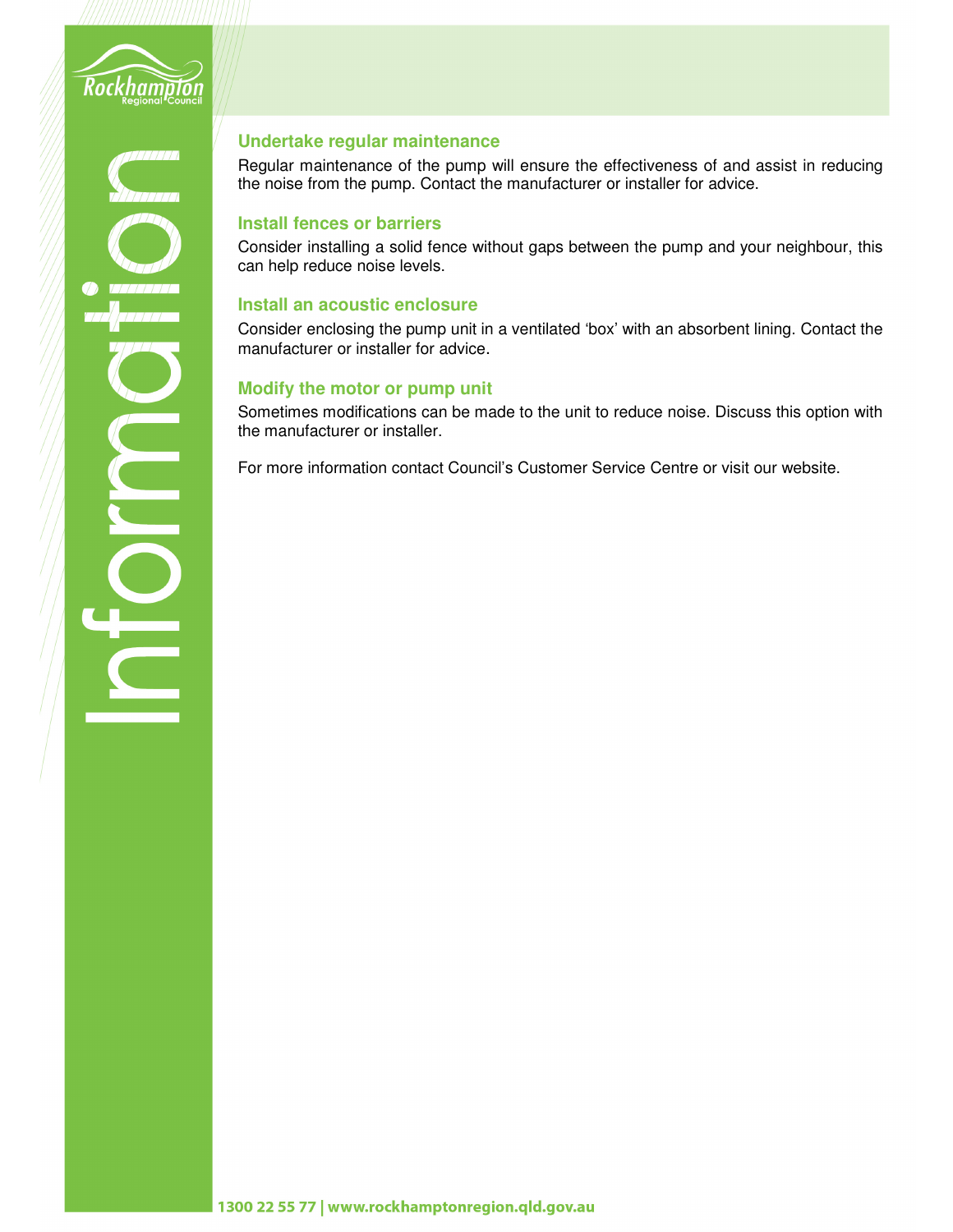### Undertake regular maintenance

Regular maintenance of the pump will ensure the effectiveness of and assist in reducing the noise from the pump. Contact the manufacturer or installer for advice.

### Install fences or barriers

Consider installing a solid fence without gaps between the pump and your neighbour, this can help reduce noise levels.

### Install an acoustic enclosure

Consider enclosing the pump unit in a ventilated ‘box’ with an absorbent lining. Contact the manufacturer or installer for advice.

### Modify the motor or pump unit

Sometimes modifications can be made to the unit to reduce noise. Discuss this option with the manufacturer or installer.

For more information contact Council’s Customer Service Centre or visit our website.